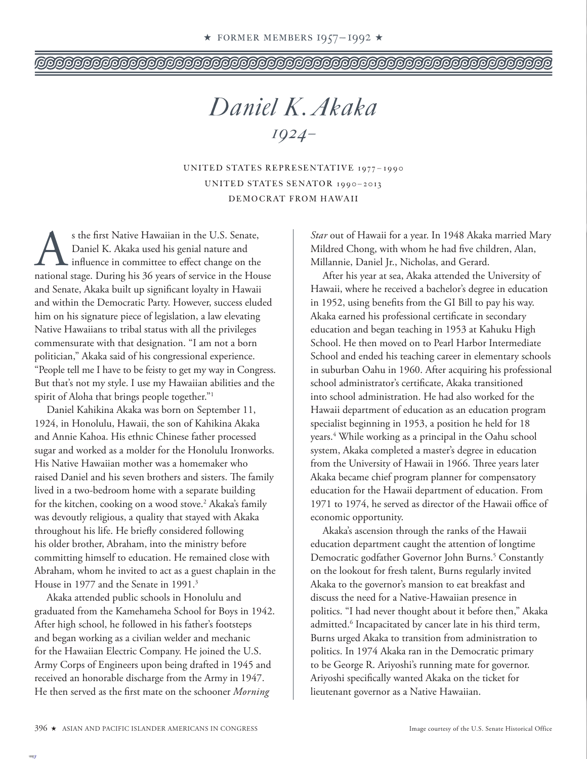# Daniel K. Akaka

*1924–*

UNITED STATES REPRESENTATIVE 1977–1990
UNITED STATES SENATOR 1990–2013
DEMOCRAT FROM HAWAII

As the first Native Hawaiian in the U.S. Senate, Daniel K. Akaka used his genial nature and influence in committee to effect change on the national stage. During his 36 years of service in the House and Senate, Akaka built up significant loyalty in Hawaii and within the Democratic Party. However, success eluded him on his signature piece of legislation, a law elevating Native Hawaiians to tribal status with all the privileges commensurate with that designation. "I am not a born politician," Akaka said of his congressional experience. "People tell me I have to be feisty to get my way in Congress. But that's not my style. I use my Hawaiian abilities and the spirit of Aloha that brings people together."[1]

Daniel Kahikina Akaka was born on September 11, 1924, in Honolulu, Hawaii, the son of Kahikina Akaka and Annie Kahoa. His ethnic Chinese father processed sugar and worked as a molder for the Honolulu Ironworks. His Native Hawaiian mother was a homemaker who raised Daniel and his seven brothers and sisters. The family lived in a two-bedroom home with a separate building for the kitchen, cooking on a wood stove.[2] Akaka's family was devoutly religious, a quality that stayed with Akaka throughout his life. He briefly considered following his older brother, Abraham, into the ministry before committing himself to education. He remained close with Abraham, whom he invited to act as a guest chaplain in the House in 1977 and the Senate in 1991.[3]

Akaka attended public schools in Honolulu and graduated from the Kamehameha School for Boys in 1942. After high school, he followed in his father's footsteps and began working as a civilian welder and mechanic for the Hawaiian Electric Company. He joined the U.S. Army Corps of Engineers upon being drafted in 1945 and received an honorable discharge from the Army in 1947. He then served as the first mate on the schooner *Morning Star* out of Hawaii for a year. In 1948 Akaka married Mary Mildred Chong, with whom he had five children, Alan, Millannie, Daniel Jr., Nicholas, and Gerard.

After his year at sea, Akaka attended the University of Hawaii, where he received a bachelor's degree in education in 1952, using benefits from the GI Bill to pay his way. Akaka earned his professional certificate in secondary education and began teaching in 1953 at Kahuku High School. He then moved on to Pearl Harbor Intermediate School and ended his teaching career in elementary schools in suburban Oahu in 1960. After acquiring his professional school administrator's certificate, Akaka transitioned into school administration. He had also worked for the Hawaii department of education as an education program specialist beginning in 1953, a position he held for 18 years.[4] While working as a principal in the Oahu school system, Akaka completed a master's degree in education from the University of Hawaii in 1966. Three years later Akaka became chief program planner for compensatory education for the Hawaii department of education. From 1971 to 1974, he served as director of the Hawaii office of economic opportunity.

Akaka's ascension through the ranks of the Hawaii education department caught the attention of longtime Democratic godfather Governor John Burns.[5] Constantly on the lookout for fresh talent, Burns regularly invited Akaka to the governor's mansion to eat breakfast and discuss the need for a Native-Hawaiian presence in politics. "I had never thought about it before then," Akaka admitted.[6] Incapacitated by cancer late in his third term, Burns urged Akaka to transition from administration to politics. In 1974 Akaka ran in the Democratic primary to be George R. Ariyoshi's running mate for governor. Ariyoshi specifically wanted Akaka on the ticket for lieutenant governor as a Native Hawaiian.

Image courtesy of the U.S. Senate Historical Office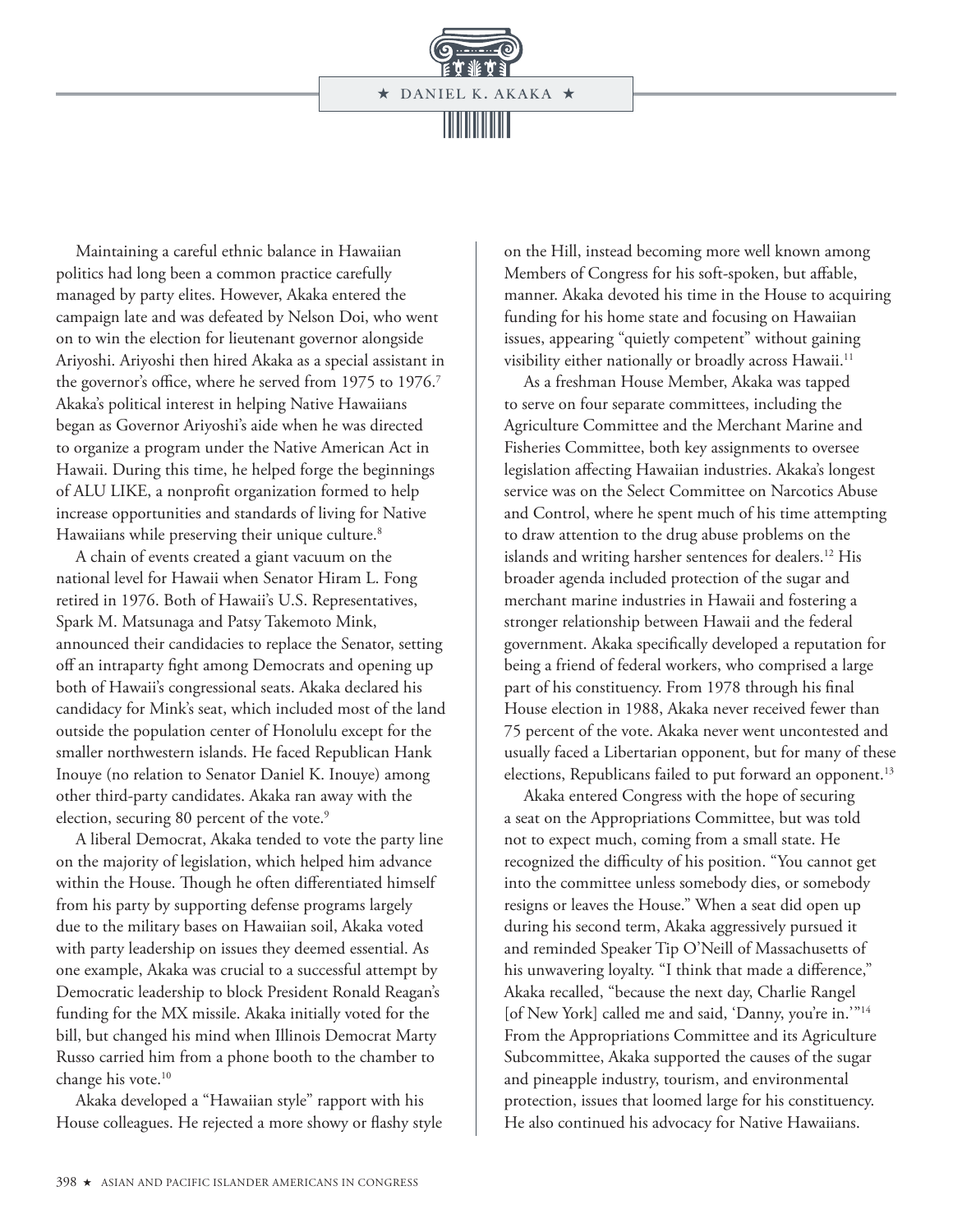Maintaining a careful ethnic balance in Hawaiian politics had long been a common practice carefully managed by party elites. However, Akaka entered the campaign late and was defeated by Nelson Doi, who went on to win the election for lieutenant governor alongside Ariyoshi. Ariyoshi then hired Akaka as a special assistant in the governor's office, where he served from 1975 to 1976.[7] Akaka's political interest in helping Native Hawaiians began as Governor Ariyoshi's aide when he was directed to organize a program under the Native American Act in Hawaii. During this time, he helped forge the beginnings of ALU LIKE, a nonprofit organization formed to help increase opportunities and standards of living for Native Hawaiians while preserving their unique culture.[8]

A chain of events created a giant vacuum on the national level for Hawaii when Senator Hiram L. Fong retired in 1976. Both of Hawaii's U.S. Representatives, Spark M. Matsunaga and Patsy Takemoto Mink, announced their candidacies to replace the Senator, setting off an intraparty fight among Democrats and opening up both of Hawaii's congressional seats. Akaka declared his candidacy for Mink's seat, which included most of the land outside the population center of Honolulu except for the smaller northwestern islands. He faced Republican Hank Inouye (no relation to Senator Daniel K. Inouye) among other third-party candidates. Akaka ran away with the election, securing 80 percent of the vote.[9]

A liberal Democrat, Akaka tended to vote the party line on the majority of legislation, which helped him advance within the House. Though he often differentiated himself from his party by supporting defense programs largely due to the military bases on Hawaiian soil, Akaka voted with party leadership on issues they deemed essential. As one example, Akaka was crucial to a successful attempt by Democratic leadership to block President Ronald Reagan's funding for the MX missile. Akaka initially voted for the bill, but changed his mind when Illinois Democrat Marty Russo carried him from a phone booth to the chamber to change his vote.[10]

Akaka developed a "Hawaiian style" rapport with his House colleagues. He rejected a more showy or flashy style on the Hill, instead becoming more well known among Members of Congress for his soft-spoken, but affable, manner. Akaka devoted his time in the House to acquiring funding for his home state and focusing on Hawaiian issues, appearing "quietly competent" without gaining visibility either nationally or broadly across Hawaii.[11]

As a freshman House Member, Akaka was tapped to serve on four separate committees, including the Agriculture Committee and the Merchant Marine and Fisheries Committee, both key assignments to oversee legislation affecting Hawaiian industries. Akaka's longest service was on the Select Committee on Narcotics Abuse and Control, where he spent much of his time attempting to draw attention to the drug abuse problems on the islands and writing harsher sentences for dealers.[12] His broader agenda included protection of the sugar and merchant marine industries in Hawaii and fostering a stronger relationship between Hawaii and the federal government. Akaka specifically developed a reputation for being a friend of federal workers, who comprised a large part of his constituency. From 1978 through his final House election in 1988, Akaka never received fewer than 75 percent of the vote. Akaka never went uncontested and usually faced a Libertarian opponent, but for many of these elections, Republicans failed to put forward an opponent.[13]

Akaka entered Congress with the hope of securing a seat on the Appropriations Committee, but was told not to expect much, coming from a small state. He recognized the difficulty of his position. "You cannot get into the committee unless somebody dies, or somebody resigns or leaves the House." When a seat did open up during his second term, Akaka aggressively pursued it and reminded Speaker Tip O'Neill of Massachusetts of his unwavering loyalty. "I think that made a difference," Akaka recalled, "because the next day, Charlie Rangel [of New York] called me and said, 'Danny, you're in.'"[14] From the Appropriations Committee and its Agriculture Subcommittee, Akaka supported the causes of the sugar and pineapple industry, tourism, and environmental protection, issues that loomed large for his constituency. He also continued his advocacy for Native Hawaiians.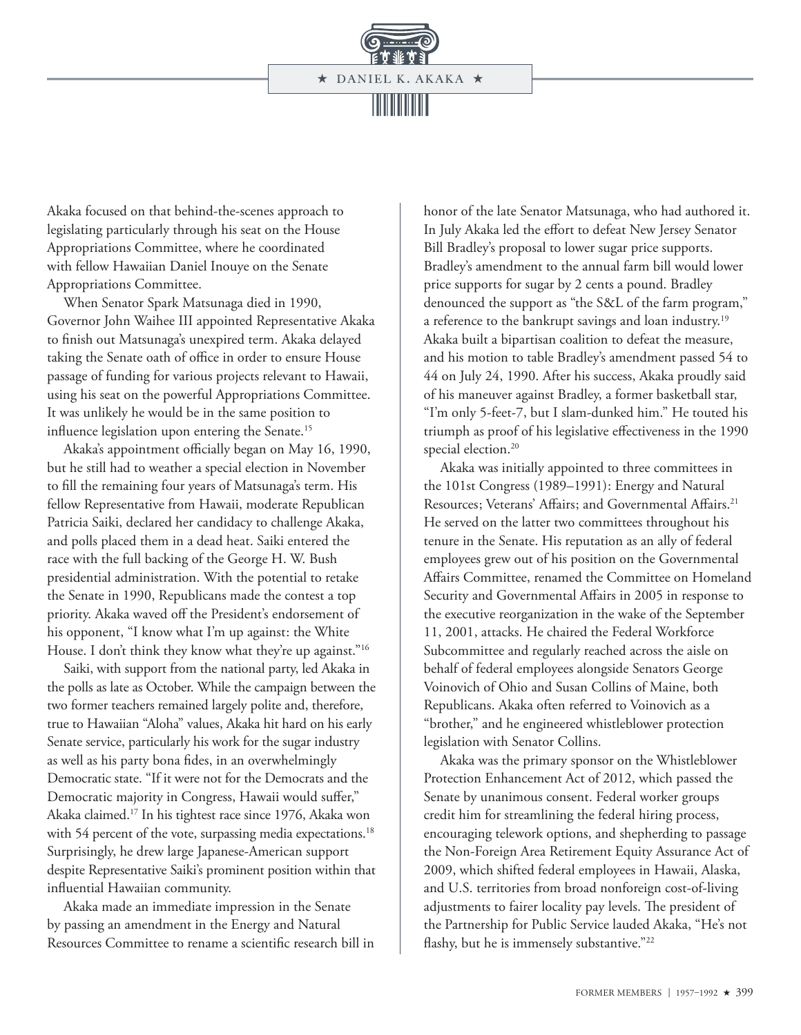Akaka focused on that behind-the-scenes approach to legislating particularly through his seat on the House Appropriations Committee, where he coordinated with fellow Hawaiian Daniel Inouye on the Senate Appropriations Committee.

When Senator Spark Matsunaga died in 1990, Governor John Waihee III appointed Representative Akaka to finish out Matsunaga's unexpired term. Akaka delayed taking the Senate oath of office in order to ensure House passage of funding for various projects relevant to Hawaii, using his seat on the powerful Appropriations Committee. It was unlikely he would be in the same position to influence legislation upon entering the Senate.[15]

Akaka's appointment officially began on May 16, 1990, but he still had to weather a special election in November to fill the remaining four years of Matsunaga's term. His fellow Representative from Hawaii, moderate Republican Patricia Saiki, declared her candidacy to challenge Akaka, and polls placed them in a dead heat. Saiki entered the race with the full backing of the George H. W. Bush presidential administration. With the potential to retake the Senate in 1990, Republicans made the contest a top priority. Akaka waved off the President's endorsement of his opponent, "I know what I'm up against: the White House. I don't think they know what they're up against."[16]

Saiki, with support from the national party, led Akaka in the polls as late as October. While the campaign between the two former teachers remained largely polite and, therefore, true to Hawaiian "Aloha" values, Akaka hit hard on his early Senate service, particularly his work for the sugar industry as well as his party bona fides, in an overwhelmingly Democratic state. "If it were not for the Democrats and the Democratic majority in Congress, Hawaii would suffer," Akaka claimed.[17] In his tightest race since 1976, Akaka won with 54 percent of the vote, surpassing media expectations.[18] Surprisingly, he drew large Japanese-American support despite Representative Saiki's prominent position within that influential Hawaiian community.

Akaka made an immediate impression in the Senate by passing an amendment in the Energy and Natural Resources Committee to rename a scientific research bill in honor of the late Senator Matsunaga, who had authored it. In July Akaka led the effort to defeat New Jersey Senator Bill Bradley's proposal to lower sugar price supports. Bradley's amendment to the annual farm bill would lower price supports for sugar by 2 cents a pound. Bradley denounced the support as "the S&L of the farm program," a reference to the bankrupt savings and loan industry.[19] Akaka built a bipartisan coalition to defeat the measure, and his motion to table Bradley's amendment passed 54 to 44 on July 24, 1990. After his success, Akaka proudly said of his maneuver against Bradley, a former basketball star, "I'm only 5-feet-7, but I slam-dunked him." He touted his triumph as proof of his legislative effectiveness in the 1990 special election.[20]

Akaka was initially appointed to three committees in the 101st Congress (1989–1991): Energy and Natural Resources; Veterans' Affairs; and Governmental Affairs.[21] He served on the latter two committees throughout his tenure in the Senate. His reputation as an ally of federal employees grew out of his position on the Governmental Affairs Committee, renamed the Committee on Homeland Security and Governmental Affairs in 2005 in response to the executive reorganization in the wake of the September 11, 2001, attacks. He chaired the Federal Workforce Subcommittee and regularly reached across the aisle on behalf of federal employees alongside Senators George Voinovich of Ohio and Susan Collins of Maine, both Republicans. Akaka often referred to Voinovich as a "brother," and he engineered whistleblower protection legislation with Senator Collins.

Akaka was the primary sponsor on the Whistleblower Protection Enhancement Act of 2012, which passed the Senate by unanimous consent. Federal worker groups credit him for streamlining the federal hiring process, encouraging telework options, and shepherding to passage the Non-Foreign Area Retirement Equity Assurance Act of 2009, which shifted federal employees in Hawaii, Alaska, and U.S. territories from broad nonforeign cost-of-living adjustments to fairer locality pay levels. The president of the Partnership for Public Service lauded Akaka, "He's not flashy, but he is immensely substantive."[22]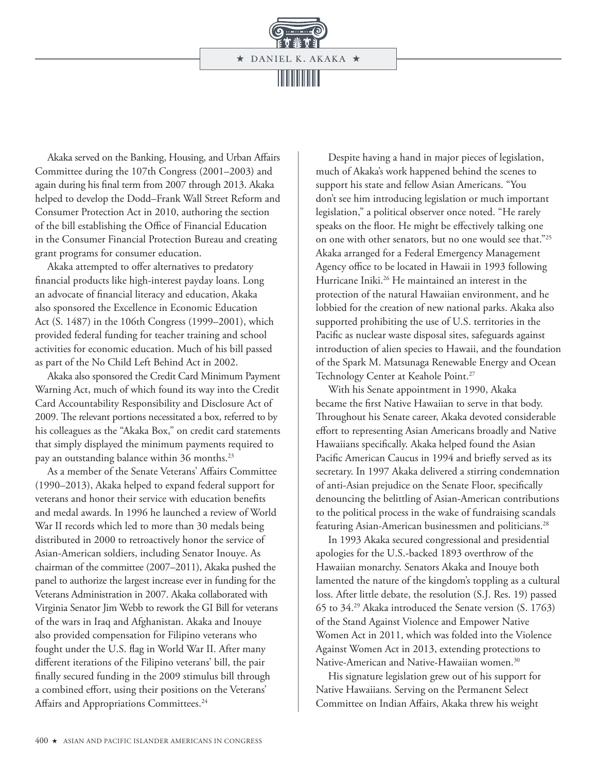Akaka served on the Banking, Housing, and Urban Affairs Committee during the 107th Congress (2001–2003) and again during his final term from 2007 through 2013. Akaka helped to develop the Dodd–Frank Wall Street Reform and Consumer Protection Act in 2010, authoring the section of the bill establishing the Office of Financial Education in the Consumer Financial Protection Bureau and creating grant programs for consumer education.

Akaka attempted to offer alternatives to predatory financial products like high-interest payday loans. Long an advocate of financial literacy and education, Akaka also sponsored the Excellence in Economic Education Act (S. 1487) in the 106th Congress (1999–2001), which provided federal funding for teacher training and school activities for economic education. Much of his bill passed as part of the No Child Left Behind Act in 2002.

Akaka also sponsored the Credit Card Minimum Payment Warning Act, much of which found its way into the Credit Card Accountability Responsibility and Disclosure Act of 2009. The relevant portions necessitated a box, referred to by his colleagues as the "Akaka Box," on credit card statements that simply displayed the minimum payments required to pay an outstanding balance within 36 months.[23]

As a member of the Senate Veterans' Affairs Committee (1990–2013), Akaka helped to expand federal support for veterans and honor their service with education benefits and medal awards. In 1996 he launched a review of World War II records which led to more than 30 medals being distributed in 2000 to retroactively honor the service of Asian-American soldiers, including Senator Inouye. As chairman of the committee (2007–2011), Akaka pushed the panel to authorize the largest increase ever in funding for the Veterans Administration in 2007. Akaka collaborated with Virginia Senator Jim Webb to rework the GI Bill for veterans of the wars in Iraq and Afghanistan. Akaka and Inouye also provided compensation for Filipino veterans who fought under the U.S. flag in World War II. After many different iterations of the Filipino veterans' bill, the pair finally secured funding in the 2009 stimulus bill through a combined effort, using their positions on the Veterans' Affairs and Appropriations Committees.[24]

Despite having a hand in major pieces of legislation, much of Akaka's work happened behind the scenes to support his state and fellow Asian Americans. "You don't see him introducing legislation or much important legislation," a political observer once noted. "He rarely speaks on the floor. He might be effectively talking one on one with other senators, but no one would see that."[25] Akaka arranged for a Federal Emergency Management Agency office to be located in Hawaii in 1993 following Hurricane Iniki.[26] He maintained an interest in the protection of the natural Hawaiian environment, and he lobbied for the creation of new national parks. Akaka also supported prohibiting the use of U.S. territories in the Pacific as nuclear waste disposal sites, safeguards against introduction of alien species to Hawaii, and the foundation of the Spark M. Matsunaga Renewable Energy and Ocean Technology Center at Keahole Point.[27]

With his Senate appointment in 1990, Akaka became the first Native Hawaiian to serve in that body. Throughout his Senate career, Akaka devoted considerable effort to representing Asian Americans broadly and Native Hawaiians specifically. Akaka helped found the Asian Pacific American Caucus in 1994 and briefly served as its secretary. In 1997 Akaka delivered a stirring condemnation of anti-Asian prejudice on the Senate Floor, specifically denouncing the belittling of Asian-American contributions to the political process in the wake of fundraising scandals featuring Asian-American businessmen and politicians.[28]

In 1993 Akaka secured congressional and presidential apologies for the U.S.-backed 1893 overthrow of the Hawaiian monarchy. Senators Akaka and Inouye both lamented the nature of the kingdom's toppling as a cultural loss. After little debate, the resolution (S.J. Res. 19) passed 65 to 34.[29] Akaka introduced the Senate version (S. 1763) of the Stand Against Violence and Empower Native Women Act in 2011, which was folded into the Violence Against Women Act in 2013, extending protections to Native-American and Native-Hawaiian women.[30]

His signature legislation grew out of his support for Native Hawaiians. Serving on the Permanent Select Committee on Indian Affairs, Akaka threw his weight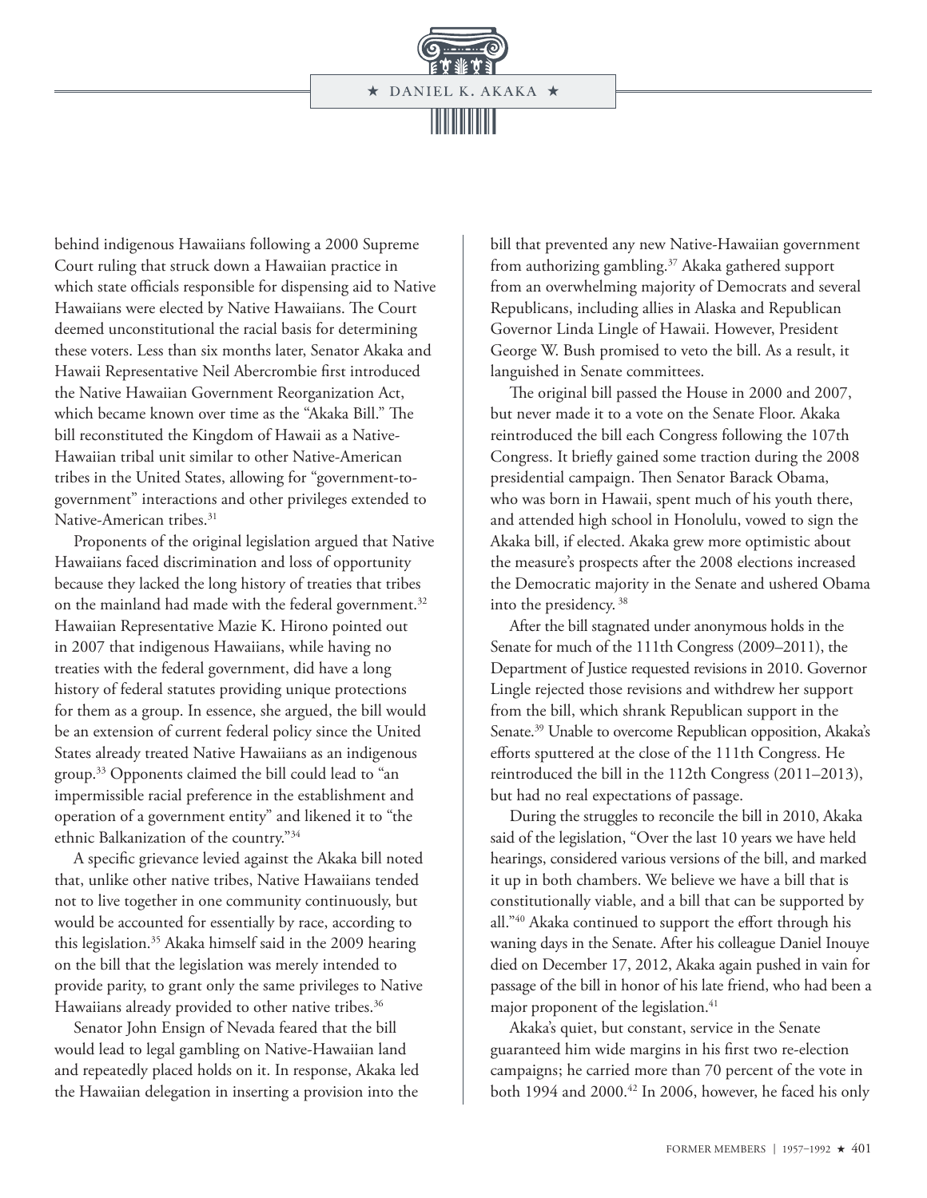behind indigenous Hawaiians following a 2000 Supreme Court ruling that struck down a Hawaiian practice in which state officials responsible for dispensing aid to Native Hawaiians were elected by Native Hawaiians. The Court deemed unconstitutional the racial basis for determining these voters. Less than six months later, Senator Akaka and Hawaii Representative Neil Abercrombie first introduced the Native Hawaiian Government Reorganization Act, which became known over time as the "Akaka Bill." The bill reconstituted the Kingdom of Hawaii as a Native-Hawaiian tribal unit similar to other Native-American tribes in the United States, allowing for "government-to-government" interactions and other privileges extended to Native-American tribes.[31]

Proponents of the original legislation argued that Native Hawaiians faced discrimination and loss of opportunity because they lacked the long history of treaties that tribes on the mainland had made with the federal government.[32] Hawaiian Representative Mazie K. Hirono pointed out in 2007 that indigenous Hawaiians, while having no treaties with the federal government, did have a long history of federal statutes providing unique protections for them as a group. In essence, she argued, the bill would be an extension of current federal policy since the United States already treated Native Hawaiians as an indigenous group.[33] Opponents claimed the bill could lead to "an impermissible racial preference in the establishment and operation of a government entity" and likened it to "the ethnic Balkanization of the country."[34]

A specific grievance levied against the Akaka bill noted that, unlike other native tribes, Native Hawaiians tended not to live together in one community continuously, but would be accounted for essentially by race, according to this legislation.[35] Akaka himself said in the 2009 hearing on the bill that the legislation was merely intended to provide parity, to grant only the same privileges to Native Hawaiians already provided to other native tribes.[36]

Senator John Ensign of Nevada feared that the bill would lead to legal gambling on Native-Hawaiian land and repeatedly placed holds on it. In response, Akaka led the Hawaiian delegation in inserting a provision into the bill that prevented any new Native-Hawaiian government from authorizing gambling.[37] Akaka gathered support from an overwhelming majority of Democrats and several Republicans, including allies in Alaska and Republican Governor Linda Lingle of Hawaii. However, President George W. Bush promised to veto the bill. As a result, it languished in Senate committees.

The original bill passed the House in 2000 and 2007, but never made it to a vote on the Senate Floor. Akaka reintroduced the bill each Congress following the 107th Congress. It briefly gained some traction during the 2008 presidential campaign. Then Senator Barack Obama, who was born in Hawaii, spent much of his youth there, and attended high school in Honolulu, vowed to sign the Akaka bill, if elected. Akaka grew more optimistic about the measure's prospects after the 2008 elections increased the Democratic majority in the Senate and ushered Obama into the presidency.[38]

After the bill stagnated under anonymous holds in the Senate for much of the 111th Congress (2009–2011), the Department of Justice requested revisions in 2010. Governor Lingle rejected those revisions and withdrew her support from the bill, which shrank Republican support in the Senate.[39] Unable to overcome Republican opposition, Akaka's efforts sputtered at the close of the 111th Congress. He reintroduced the bill in the 112th Congress (2011–2013), but had no real expectations of passage.

During the struggles to reconcile the bill in 2010, Akaka said of the legislation, "Over the last 10 years we have held hearings, considered various versions of the bill, and marked it up in both chambers. We believe we have a bill that is constitutionally viable, and a bill that can be supported by all."[40] Akaka continued to support the effort through his waning days in the Senate. After his colleague Daniel Inouye died on December 17, 2012, Akaka again pushed in vain for passage of the bill in honor of his late friend, who had been a major proponent of the legislation.[41]

Akaka's quiet, but constant, service in the Senate guaranteed him wide margins in his first two re-election campaigns; he carried more than 70 percent of the vote in both 1994 and 2000.[42] In 2006, however, he faced his only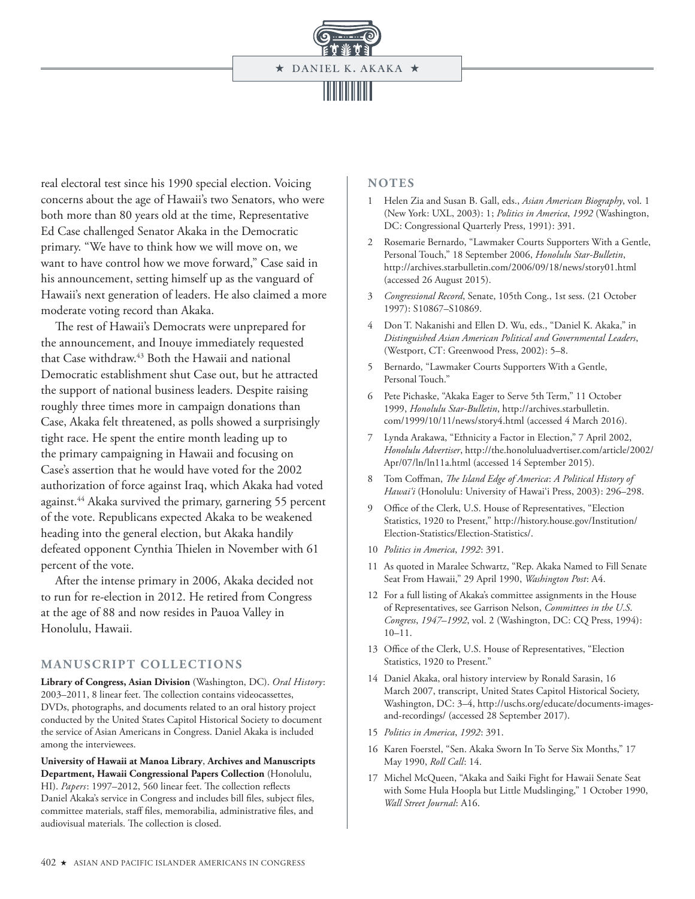real electoral test since his 1990 special election. Voicing concerns about the age of Hawaii's two Senators, who were both more than 80 years old at the time, Representative Ed Case challenged Senator Akaka in the Democratic primary. "We have to think how we will move on, we want to have control how we move forward," Case said in his announcement, setting himself up as the vanguard of Hawaii's next generation of leaders. He also claimed a more moderate voting record than Akaka.

The rest of Hawaii's Democrats were unprepared for the announcement, and Inouye immediately requested that Case withdraw.[43] Both the Hawaii and national Democratic establishment shut Case out, but he attracted the support of national business leaders. Despite raising roughly three times more in campaign donations than Case, Akaka felt threatened, as polls showed a surprisingly tight race. He spent the entire month leading up to the primary campaigning in Hawaii and focusing on Case's assertion that he would have voted for the 2002 authorization of force against Iraq, which Akaka had voted against.[44] Akaka survived the primary, garnering 55 percent of the vote. Republicans expected Akaka to be weakened heading into the general election, but Akaka handily defeated opponent Cynthia Thielen in November with 61 percent of the vote.

After the intense primary in 2006, Akaka decided not to run for re-election in 2012. He retired from Congress at the age of 88 and now resides in Pauoa Valley in Honolulu, Hawaii.

## MANUSCRIPT COLLECTIONS

**Library of Congress, Asian Division** (Washington, DC). *Oral History*: 2003–2011, 8 linear feet. The collection contains videocassettes, DVDs, photographs, and documents related to an oral history project conducted by the United States Capitol Historical Society to document the service of Asian Americans in Congress. Daniel Akaka is included among the interviewees.

**University of Hawaii at Manoa Library**, **Archives and Manuscripts Department, Hawaii Congressional Papers Collection** (Honolulu, HI). *Papers*: 1997–2012, 560 linear feet. The collection reflects Daniel Akaka's service in Congress and includes bill files, subject files, committee materials, staff files, memorabilia, administrative files, and audiovisual materials. The collection is closed.

## NOTES

1. Helen Zia and Susan B. Gall, eds., *Asian American Biography*, vol. 1 (New York: UXL, 2003): 1; *Politics in America*, *1992* (Washington, DC: Congressional Quarterly Press, 1991): 391.
2. Rosemarie Bernardo, "Lawmaker Courts Supporters With a Gentle, Personal Touch," 18 September 2006, *Honolulu Star-Bulletin*, http://archives.starbulletin.com/2006/09/18/news/story01.html (accessed 26 August 2015).
3. *Congressional Record*, Senate, 105th Cong., 1st sess. (21 October 1997): S10867–S10869.
4. Don T. Nakanishi and Ellen D. Wu, eds., "Daniel K. Akaka," in *Distinguished Asian American Political and Governmental Leaders*, (Westport, CT: Greenwood Press, 2002): 5–8.
5. Bernardo, "Lawmaker Courts Supporters With a Gentle, Personal Touch."
6. Pete Pichaske, "Akaka Eager to Serve 5th Term," 11 October 1999, *Honolulu Star-Bulletin*, http://archives.starbulletin.com/1999/10/11/news/story4.html (accessed 4 March 2016).
7. Lynda Arakawa, "Ethnicity a Factor in Election," 7 April 2002, *Honolulu Advertiser*, http://the.honoluluadvertiser.com/article/2002/Apr/07/ln/ln11a.html (accessed 14 September 2015).
8. Tom Coffman, *The Island Edge of America*: *A Political History of Hawai'i* (Honolulu: University of Hawai'i Press, 2003): 296–298.
9. Office of the Clerk, U.S. House of Representatives, "Election Statistics, 1920 to Present," http://history.house.gov/Institution/Election-Statistics/Election-Statistics/.
10. *Politics in America*, *1992*: 391.
11. As quoted in Maralee Schwartz, "Rep. Akaka Named to Fill Senate Seat From Hawaii," 29 April 1990, *Washington Post*: A4.
12. For a full listing of Akaka's committee assignments in the House of Representatives, see Garrison Nelson, *Committees in the U.S. Congress*, *1947–1992*, vol. 2 (Washington, DC: CQ Press, 1994): 10–11.
13. Office of the Clerk, U.S. House of Representatives, "Election Statistics, 1920 to Present."
14. Daniel Akaka, oral history interview by Ronald Sarasin, 16 March 2007, transcript, United States Capitol Historical Society, Washington, DC: 3–4, http://uschs.org/educate/documents-images-and-recordings/ (accessed 28 September 2017).
15. *Politics in America*, *1992*: 391.
16. Karen Foerstel, "Sen. Akaka Sworn In To Serve Six Months," 17 May 1990, *Roll Call*: 14.
17. Michel McQueen, "Akaka and Saiki Fight for Hawaii Senate Seat with Some Hula Hoopla but Little Mudslinging," 1 October 1990, *Wall Street Journal*: A16.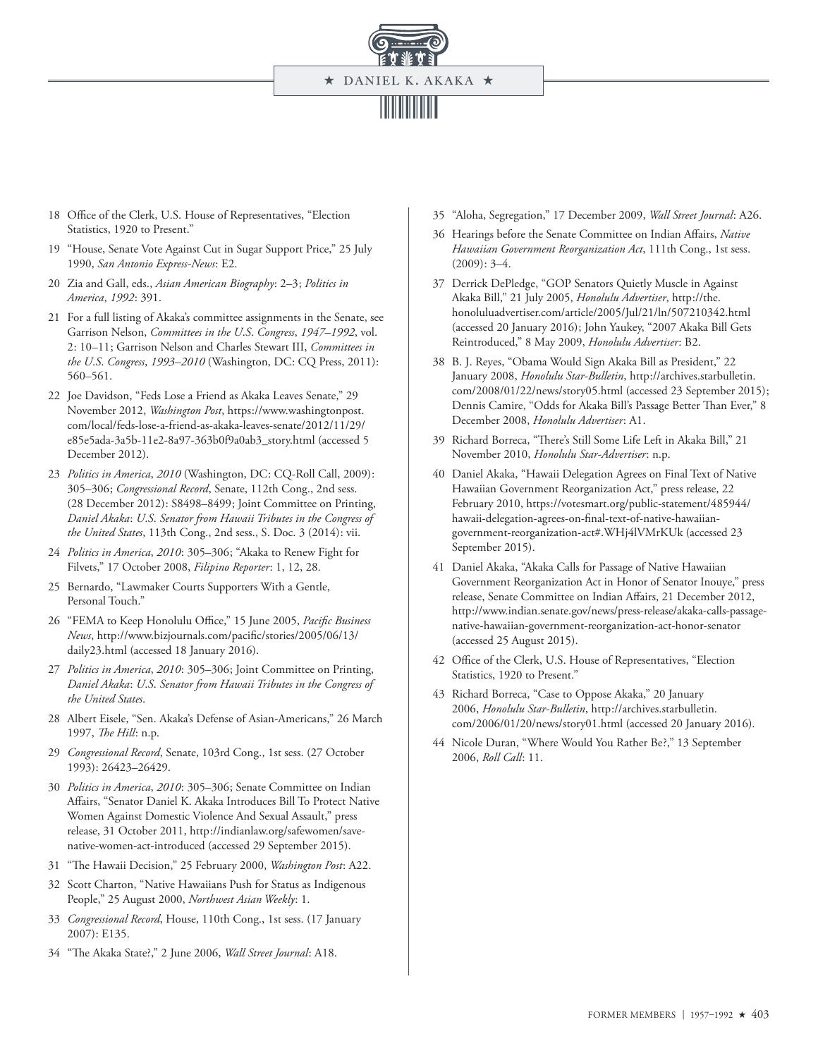18 Office of the Clerk, U.S. House of Representatives, "Election Statistics, 1920 to Present."

19 "House, Senate Vote Against Cut in Sugar Support Price," 25 July 1990, *San Antonio Express-News*: E2.

20 Zia and Gall, eds., *Asian American Biography*: 2–3; *Politics in America, 1992*: 391.

21 For a full listing of Akaka's committee assignments in the Senate, see Garrison Nelson, *Committees in the U.S. Congress, 1947–1992*, vol. 2: 10–11; Garrison Nelson and Charles Stewart III, *Committees in the U.S. Congress, 1993–2010* (Washington, DC: CQ Press, 2011): 560–561.

22 Joe Davidson, "Feds Lose a Friend as Akaka Leaves Senate," 29 November 2012, *Washington Post*, https://www.washingtonpost.com/local/feds-lose-a-friend-as-akaka-leaves-senate/2012/11/29/e85e5ada-3a5b-11e2-8a97-363b0f9a0ab3_story.html (accessed 5 December 2012).

23 *Politics in America, 2010* (Washington, DC: CQ-Roll Call, 2009): 305–306; *Congressional Record*, Senate, 112th Cong., 2nd sess. (28 December 2012): S8498–8499; Joint Committee on Printing, *Daniel Akaka*: *U.S. Senator from Hawaii Tributes in the Congress of the United States*, 113th Cong., 2nd sess., S. Doc. 3 (2014): vii.

24 *Politics in America, 2010*: 305–306; "Akaka to Renew Fight for Filvets," 17 October 2008, *Filipino Reporter*: 1, 12, 28.

25 Bernardo, "Lawmaker Courts Supporters With a Gentle, Personal Touch."

26 "FEMA to Keep Honolulu Office," 15 June 2005, *Pacific Business News*, http://www.bizjournals.com/pacific/stories/2005/06/13/daily23.html (accessed 18 January 2016).

27 *Politics in America, 2010*: 305–306; Joint Committee on Printing, *Daniel Akaka*: *U.S. Senator from Hawaii Tributes in the Congress of the United States*.

28 Albert Eisele, "Sen. Akaka's Defense of Asian-Americans," 26 March 1997, *The Hill*: n.p.

29 *Congressional Record*, Senate, 103rd Cong., 1st sess. (27 October 1993): 26423–26429.

30 *Politics in America, 2010*: 305–306; Senate Committee on Indian Affairs, "Senator Daniel K. Akaka Introduces Bill To Protect Native Women Against Domestic Violence And Sexual Assault," press release, 31 October 2011, http://indianlaw.org/safewomen/save-native-women-act-introduced (accessed 29 September 2015).

31 "The Hawaii Decision," 25 February 2000, *Washington Post*: A22.

32 Scott Charton, "Native Hawaiians Push for Status as Indigenous People," 25 August 2000, *Northwest Asian Weekly*: 1.

33 *Congressional Record*, House, 110th Cong., 1st sess. (17 January 2007): E135.

34 "The Akaka State?," 2 June 2006, *Wall Street Journal*: A18.

35 "Aloha, Segregation," 17 December 2009, *Wall Street Journal*: A26.

36 Hearings before the Senate Committee on Indian Affairs, *Native Hawaiian Government Reorganization Act*, 111th Cong., 1st sess. (2009): 3–4.

37 Derrick DePledge, "GOP Senators Quietly Muscle in Against Akaka Bill," 21 July 2005, *Honolulu Advertiser*, http://the.honoluluadvertiser.com/article/2005/Jul/21/ln/507210342.html (accessed 20 January 2016); John Yaukey, "2007 Akaka Bill Gets Reintroduced," 8 May 2009, *Honolulu Advertiser*: B2.

38 B. J. Reyes, "Obama Would Sign Akaka Bill as President," 22 January 2008, *Honolulu Star-Bulletin*, http://archives.starbulletin.com/2008/01/22/news/story05.html (accessed 23 September 2015); Dennis Camire, "Odds for Akaka Bill's Passage Better Than Ever," 8 December 2008, *Honolulu Advertiser*: A1.

39 Richard Borreca, "There's Still Some Life Left in Akaka Bill," 21 November 2010, *Honolulu Star-Advertiser*: n.p.

40 Daniel Akaka, "Hawaii Delegation Agrees on Final Text of Native Hawaiian Government Reorganization Act," press release, 22 February 2010, https://votesmart.org/public-statement/485944/hawaii-delegation-agrees-on-final-text-of-native-hawaiian-government-reorganization-act#.WHj4lVMrKUk (accessed 23 September 2015).

41 Daniel Akaka, "Akaka Calls for Passage of Native Hawaiian Government Reorganization Act in Honor of Senator Inouye," press release, Senate Committee on Indian Affairs, 21 December 2012, http://www.indian.senate.gov/news/press-release/akaka-calls-passage-native-hawaiian-government-reorganization-act-honor-senator (accessed 25 August 2015).

42 Office of the Clerk, U.S. House of Representatives, "Election Statistics, 1920 to Present."

43 Richard Borreca, "Case to Oppose Akaka," 20 January 2006, *Honolulu Star-Bulletin*, http://archives.starbulletin.com/2006/01/20/news/story01.html (accessed 20 January 2016).

44 Nicole Duran, "Where Would You Rather Be?," 13 September 2006, *Roll Call*: 11.